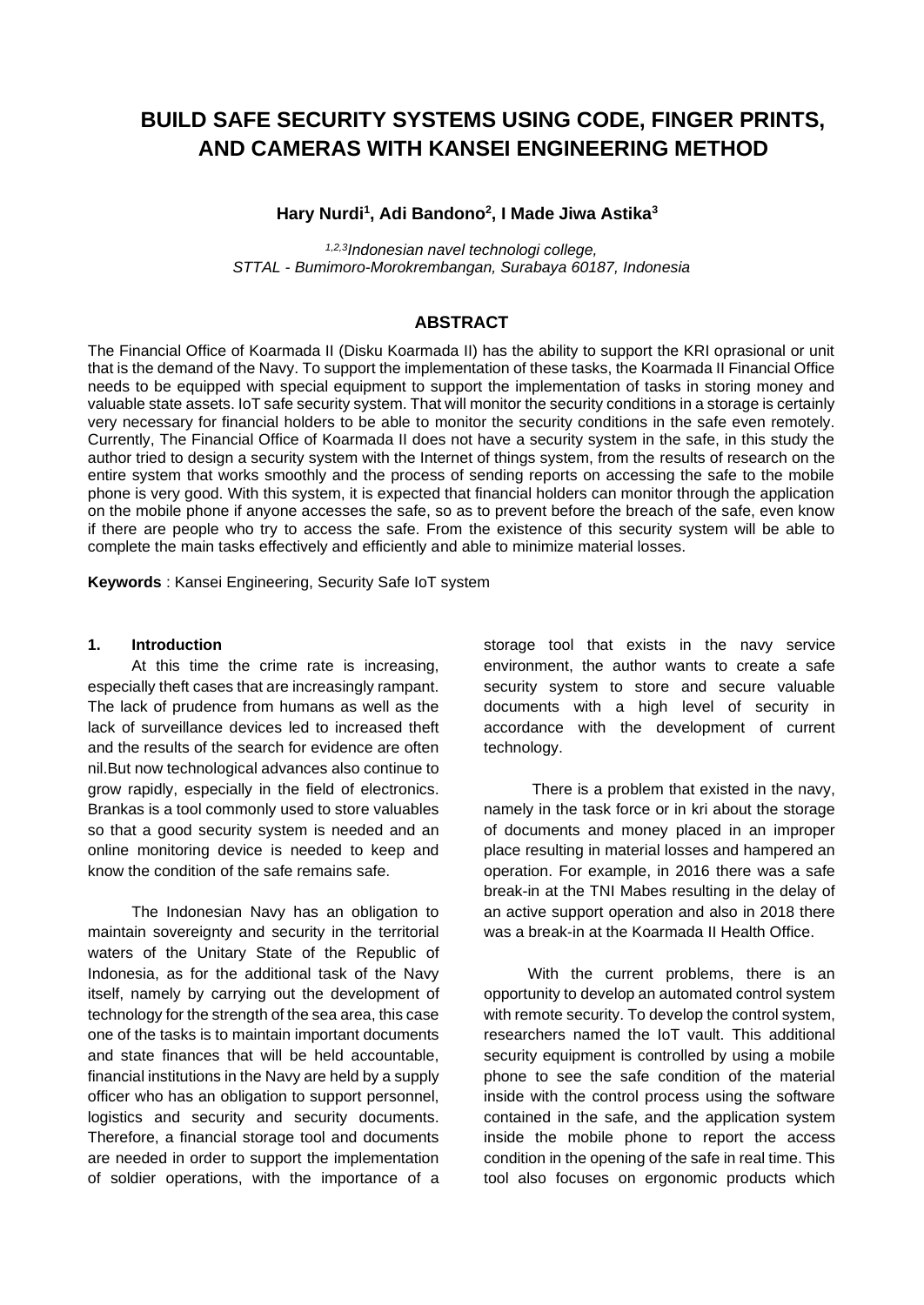# BUILD SAFE SECURITY SYSTEMS USING CODE, FINGER PRINTS, AND CAMERAS WITH KANSEI ENGINEERING METHOD

**Hary Nurdi[1], Adi Bandono[2], I Made Jiwa Astika[3]**

*[1,2,3]Indonesian navel technologi college, STTAL - Bumimoro-Morokrembangan, Surabaya 60187, Indonesia*

## ABSTRACT

The Financial Office of Koarmada II (Disku Koarmada II) has the ability to support the KRI oprasional or unit that is the demand of the Navy. To support the implementation of these tasks, the Koarmada II Financial Office needs to be equipped with special equipment to support the implementation of tasks in storing money and valuable state assets. IoT safe security system. That will monitor the security conditions in a storage is certainly very necessary for financial holders to be able to monitor the security conditions in the safe even remotely. Currently, The Financial Office of Koarmada II does not have a security system in the safe, in this study the author tried to design a security system with the Internet of things system, from the results of research on the entire system that works smoothly and the process of sending reports on accessing the safe to the mobile phone is very good. With this system, it is expected that financial holders can monitor through the application on the mobile phone if anyone accesses the safe, so as to prevent before the breach of the safe, even know if there are people who try to access the safe. From the existence of this security system will be able to complete the main tasks effectively and efficiently and able to minimize material losses.

**Keywords** : Kansei Engineering, Security Safe IoT system

## 1. Introduction

At this time the crime rate is increasing, especially theft cases that are increasingly rampant. The lack of prudence from humans as well as the lack of surveillance devices led to increased theft and the results of the search for evidence are often nil.But now technological advances also continue to grow rapidly, especially in the field of electronics. Brankas is a tool commonly used to store valuables so that a good security system is needed and an online monitoring device is needed to keep and know the condition of the safe remains safe.

The Indonesian Navy has an obligation to maintain sovereignty and security in the territorial waters of the Unitary State of the Republic of Indonesia, as for the additional task of the Navy itself, namely by carrying out the development of technology for the strength of the sea area, this case one of the tasks is to maintain important documents and state finances that will be held accountable, financial institutions in the Navy are held by a supply officer who has an obligation to support personnel, logistics and security and security documents. Therefore, a financial storage tool and documents are needed in order to support the implementation of soldier operations, with the importance of a storage tool that exists in the navy service environment, the author wants to create a safe security system to store and secure valuable documents with a high level of security in accordance with the development of current technology.

There is a problem that existed in the navy, namely in the task force or in kri about the storage of documents and money placed in an improper place resulting in material losses and hampered an operation. For example, in 2016 there was a safe break-in at the TNI Mabes resulting in the delay of an active support operation and also in 2018 there was a break-in at the Koarmada II Health Office.

With the current problems, there is an opportunity to develop an automated control system with remote security. To develop the control system, researchers named the IoT vault. This additional security equipment is controlled by using a mobile phone to see the safe condition of the material inside with the control process using the software contained in the safe, and the application system inside the mobile phone to report the access condition in the opening of the safe in real time. This tool also focuses on ergonomic products which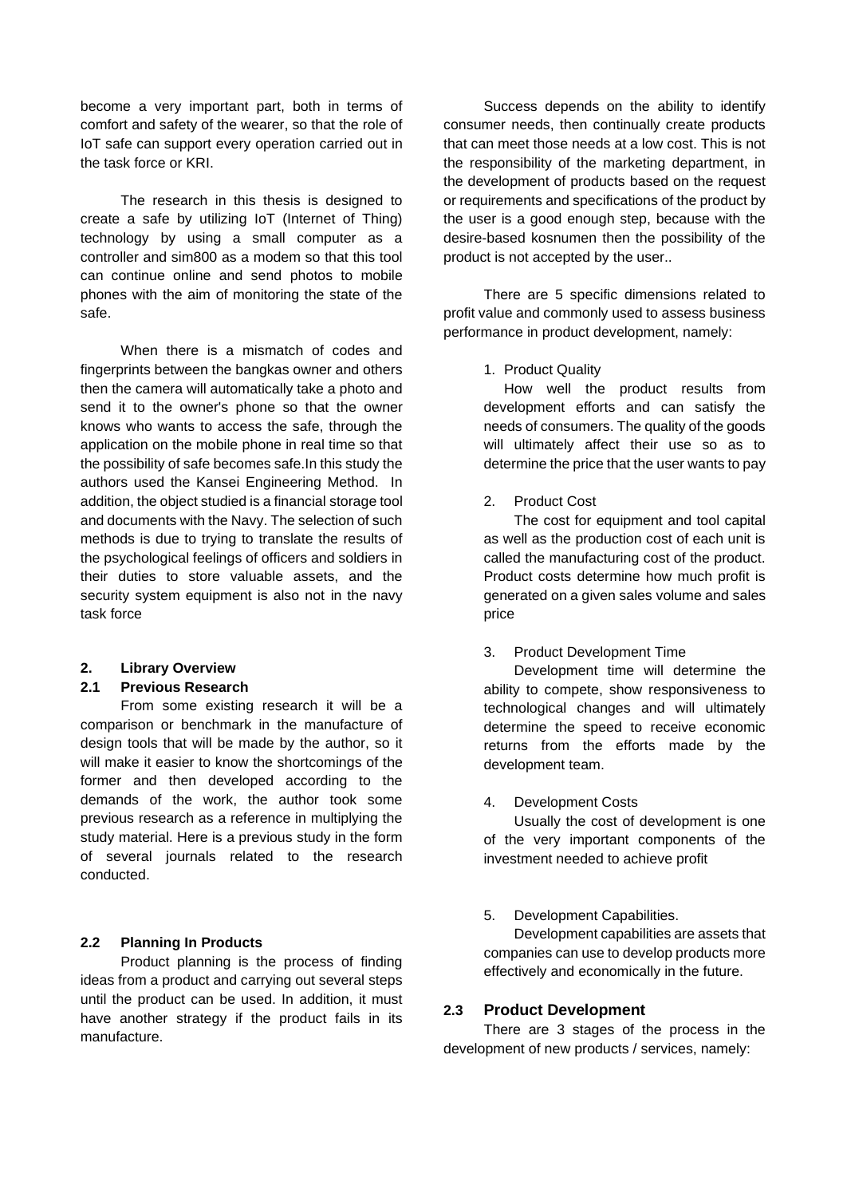become a very important part, both in terms of comfort and safety of the wearer, so that the role of IoT safe can support every operation carried out in the task force or KRI.

The research in this thesis is designed to create a safe by utilizing IoT (Internet of Thing) technology by using a small computer as a controller and sim800 as a modem so that this tool can continue online and send photos to mobile phones with the aim of monitoring the state of the safe.

When there is a mismatch of codes and fingerprints between the bangkas owner and others then the camera will automatically take a photo and send it to the owner's phone so that the owner knows who wants to access the safe, through the application on the mobile phone in real time so that the possibility of safe becomes safe.In this study the authors used the Kansei Engineering Method. In addition, the object studied is a financial storage tool and documents with the Navy. The selection of such methods is due to trying to translate the results of the psychological feelings of officers and soldiers in their duties to store valuable assets, and the security system equipment is also not in the navy task force

## 2. Library Overview

### 2.1 Previous Research

From some existing research it will be a comparison or benchmark in the manufacture of design tools that will be made by the author, so it will make it easier to know the shortcomings of the former and then developed according to the demands of the work, the author took some previous research as a reference in multiplying the study material. Here is a previous study in the form of several journals related to the research conducted.

### 2.2 Planning In Products

Product planning is the process of finding ideas from a product and carrying out several steps until the product can be used. In addition, it must have another strategy if the product fails in its manufacture.

Success depends on the ability to identify consumer needs, then continually create products that can meet those needs at a low cost. This is not the responsibility of the marketing department, in the development of products based on the request or requirements and specifications of the product by the user is a good enough step, because with the desire-based kosnumen then the possibility of the product is not accepted by the user..

There are 5 specific dimensions related to profit value and commonly used to assess business performance in product development, namely:

1. Product Quality
   How well the product results from development efforts and can satisfy the needs of consumers. The quality of the goods will ultimately affect their use so as to determine the price that the user wants to pay

2. Product Cost
   The cost for equipment and tool capital as well as the production cost of each unit is called the manufacturing cost of the product. Product costs determine how much profit is generated on a given sales volume and sales price

3. Product Development Time
   Development time will determine the ability to compete, show responsiveness to technological changes and will ultimately determine the speed to receive economic returns from the efforts made by the development team.

4. Development Costs
   Usually the cost of development is one of the very important components of the investment needed to achieve profit

5. Development Capabilities.
   Development capabilities are assets that companies can use to develop products more effectively and economically in the future.

### 2.3 Product Development

There are 3 stages of the process in the development of new products / services, namely: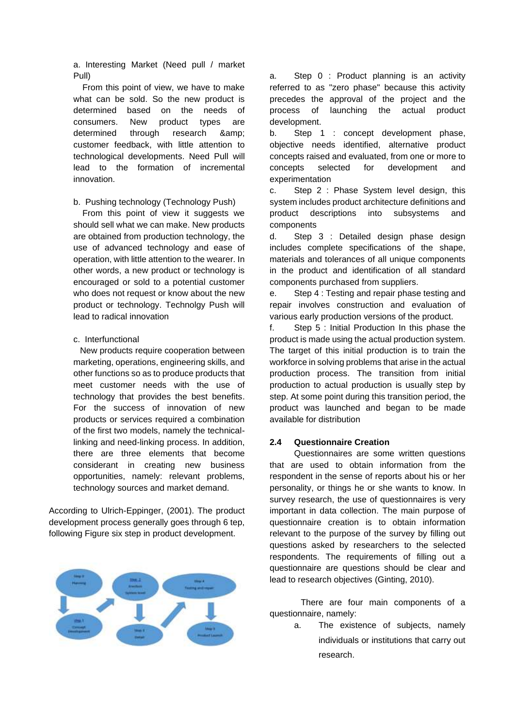a. Interesting Market (Need pull / market Pull)

From this point of view, we have to make what can be sold. So the new product is determined based on the needs of consumers. New product types are determined through research &amp; customer feedback, with little attention to technological developments. Need Pull will lead to the formation of incremental innovation.

b. Pushing technology (Technology Push)

From this point of view it suggests we should sell what we can make. New products are obtained from production technology, the use of advanced technology and ease of operation, with little attention to the wearer. In other words, a new product or technology is encouraged or sold to a potential customer who does not request or know about the new product or technology. Technolgy Push will lead to radical innovation

c. Interfunctional

New products require cooperation between marketing, operations, engineering skills, and other functions so as to produce products that meet customer needs with the use of technology that provides the best benefits. For the success of innovation of new products or services required a combination of the first two models, namely the technical-linking and need-linking process. In addition, there are three elements that become considerant in creating new business opportunities, namely: relevant problems, technology sources and market demand.

According to Ulrich-Eppinger, (2001). The product development process generally goes through 6 tep, following Figure six step in product development.

a. Step 0 : Product planning is an activity referred to as "zero phase" because this activity precedes the approval of the project and the process of launching the actual product development.

b. Step 1 : concept development phase, objective needs identified, alternative product concepts raised and evaluated, from one or more to concepts selected for development and experimentation

c. Step 2 : Phase System level design, this system includes product architecture definitions and product descriptions into subsystems and components

d. Step 3 : Detailed design phase design includes complete specifications of the shape, materials and tolerances of all unique components in the product and identification of all standard components purchased from suppliers.

e. Step 4 : Testing and repair phase testing and repair involves construction and evaluation of various early production versions of the product.

f. Step 5 : Initial Production In this phase the product is made using the actual production system. The target of this initial production is to train the workforce in solving problems that arise in the actual production process. The transition from initial production to actual production is usually step by step. At some point during this transition period, the product was launched and began to be made available for distribution

### 2.4 Questionnaire Creation

Questionnaires are some written questions that are used to obtain information from the respondent in the sense of reports about his or her personality, or things he or she wants to know. In survey research, the use of questionnaires is very important in data collection. The main purpose of questionnaire creation is to obtain information relevant to the purpose of the survey by filling out questions asked by researchers to the selected respondents. The requirements of filling out a questionnaire are questions should be clear and lead to research objectives (Ginting, 2010).

There are four main components of a questionnaire, namely:

a. The existence of subjects, namely individuals or institutions that carry out research.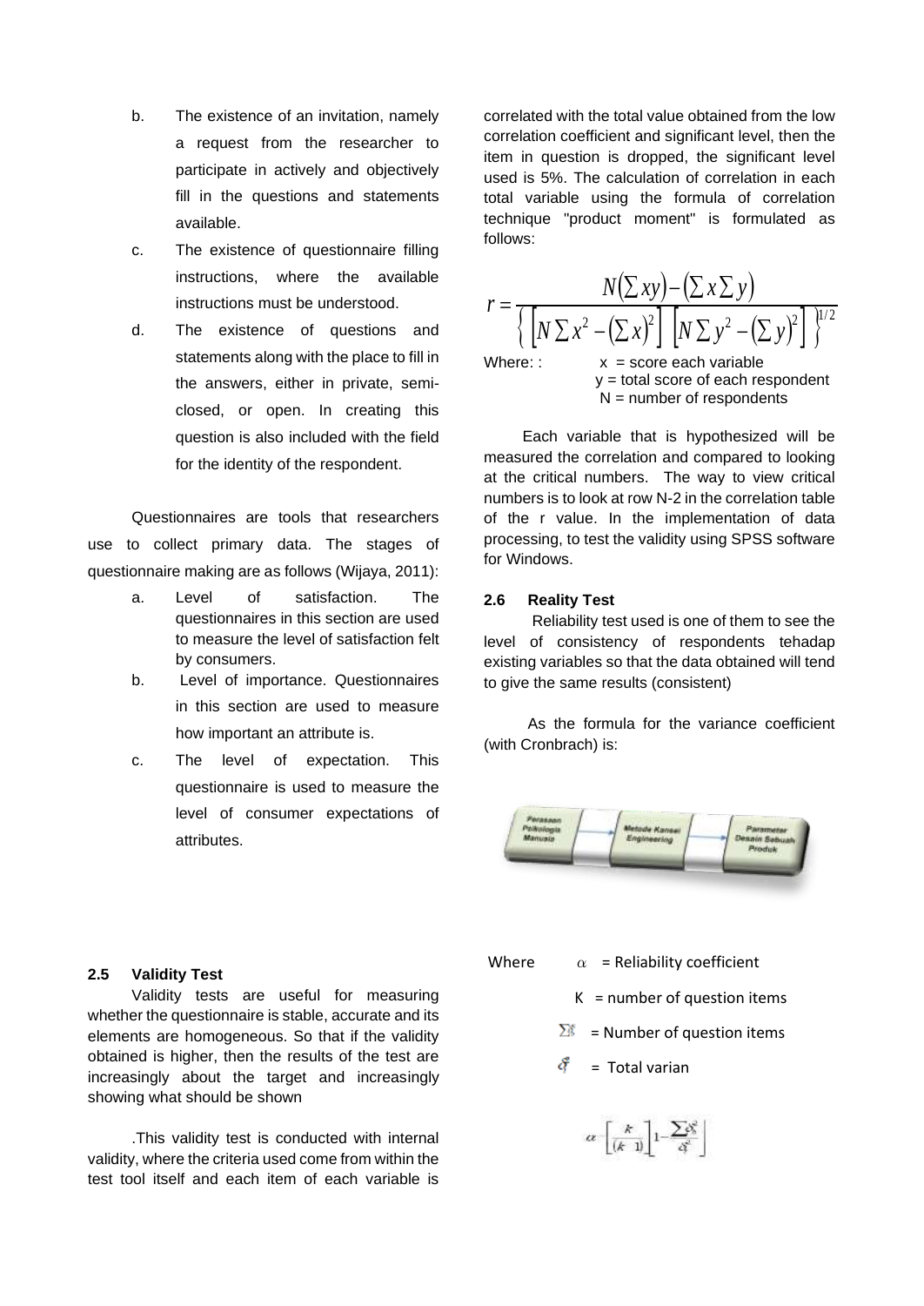b. The existence of an invitation, namely a request from the researcher to participate in actively and objectively fill in the questions and statements available.

c. The existence of questionnaire filling instructions, where the available instructions must be understood.

d. The existence of questions and statements along with the place to fill in the answers, either in private, semi-closed, or open. In creating this question is also included with the field for the identity of the respondent.

Questionnaires are tools that researchers use to collect primary data. The stages of questionnaire making are as follows (Wijaya, 2011):

a. Level of satisfaction. The questionnaires in this section are used to measure the level of satisfaction felt by consumers.

b. Level of importance. Questionnaires in this section are used to measure how important an attribute is.

c. The level of expectation. This questionnaire is used to measure the level of consumer expectations of attributes.

### 2.5 Validity Test

Validity tests are useful for measuring whether the questionnaire is stable, accurate and its elements are homogeneous. So that if the validity obtained is higher, then the results of the test are increasingly about the target and increasingly showing what should be shown

.This validity test is conducted with internal validity, where the criteria used come from within the test tool itself and each item of each variable is correlated with the total value obtained from the low correlation coefficient and significant level, then the item in question is dropped, the significant level used is 5%. The calculation of correlation in each total variable using the formula of correlation technique "product moment" is formulated as follows:

$$r = \frac{N\left(\sum xy\right) - \left(\sum x \sum y\right)}{\left\{\left[N\sum x^2 - \left(\sum x\right)^2\right]\left[N\sum y^2 - \left(\sum y\right)^2\right]\right\}^{1/2}}$$

Where: : x = score each variable
y = total score of each respondent
N = number of respondents

Each variable that is hypothesized will be measured the correlation and compared to looking at the critical numbers. The way to view critical numbers is to look at row N-2 in the correlation table of the r value. In the implementation of data processing, to test the validity using SPSS software for Windows.

### 2.6 Reality Test

Reliability test used is one of them to see the level of consistency of respondents tehadap existing variables so that the data obtained will tend to give the same results (consistent)

As the formula for the variance coefficient (with Cronbrach) is:

Perasaan Psikologis Manusia → Metode Kansei Engineering → Parameter Desain Sebuah Produk

Where $\alpha$ = Reliability coefficient
K = number of question items
$\sum \delta_i^2$ = Number of question items
$\delta_t^2$ = Total varian

$$\alpha = \left[\frac{k}{(k-1)}\right]\left[1 - \frac{\sum \delta_i^2}{\delta_t^2}\right]$$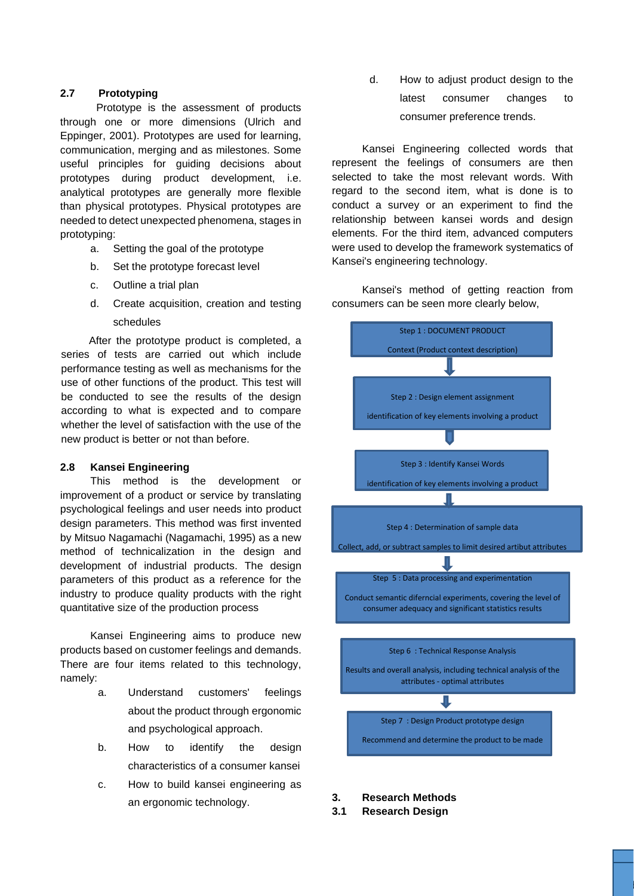## 2.7 Prototyping

Prototype is the assessment of products through one or more dimensions (Ulrich and Eppinger, 2001). Prototypes are used for learning, communication, merging and as milestones. Some useful principles for guiding decisions about prototypes during product development, i.e. analytical prototypes are generally more flexible than physical prototypes. Physical prototypes are needed to detect unexpected phenomena, stages in prototyping:

a. Setting the goal of the prototype
b. Set the prototype forecast level
c. Outline a trial plan
d. Create acquisition, creation and testing schedules

After the prototype product is completed, a series of tests are carried out which include performance testing as well as mechanisms for the use of other functions of the product. This test will be conducted to see the results of the design according to what is expected and to compare whether the level of satisfaction with the use of the new product is better or not than before.

## 2.8 Kansei Engineering

This method is the development or improvement of a product or service by translating psychological feelings and user needs into product design parameters. This method was first invented by Mitsuo Nagamachi (Nagamachi, 1995) as a new method of technicalization in the design and development of industrial products. The design parameters of this product as a reference for the industry to produce quality products with the right quantitative size of the production process

Kansei Engineering aims to produce new products based on customer feelings and demands. There are four items related to this technology, namely:

a. Understand customers' feelings about the product through ergonomic and psychological approach.
b. How to identify the design characteristics of a consumer kansei
c. How to build kansei engineering as an ergonomic technology.
d. How to adjust product design to the latest consumer changes to consumer preference trends.

Kansei Engineering collected words that represent the feelings of consumers are then selected to take the most relevant words. With regard to the second item, what is done is to conduct a survey or an experiment to find the relationship between kansei words and design elements. For the third item, advanced computers were used to develop the framework systematics of Kansei's engineering technology.

Kansei's method of getting reaction from consumers can be seen more clearly below,

Step 1 : DOCUMENT PRODUCT
Context (Product context description)

↓

Step 2 : Design element assignment
identification of key elements involving a product

↓

Step 3 : Identify Kansei Words
identification of key elements involving a product

↓

Step 4 : Determination of sample data
Collect, add, or subtract samples to limit desired artibut attributes

↓

Step 5 : Data processing and experimentation
Conduct semantic diferncial experiments, covering the level of consumer adequacy and significant statistics results

Step 6 : Technical Response Analysis
Results and overall analysis, including technical analysis of the attributes - optimal attributes

↓

Step 7 : Design Product prototype design
Recommend and determine the product to be made

# 3. Research Methods

## 3.1 Research Design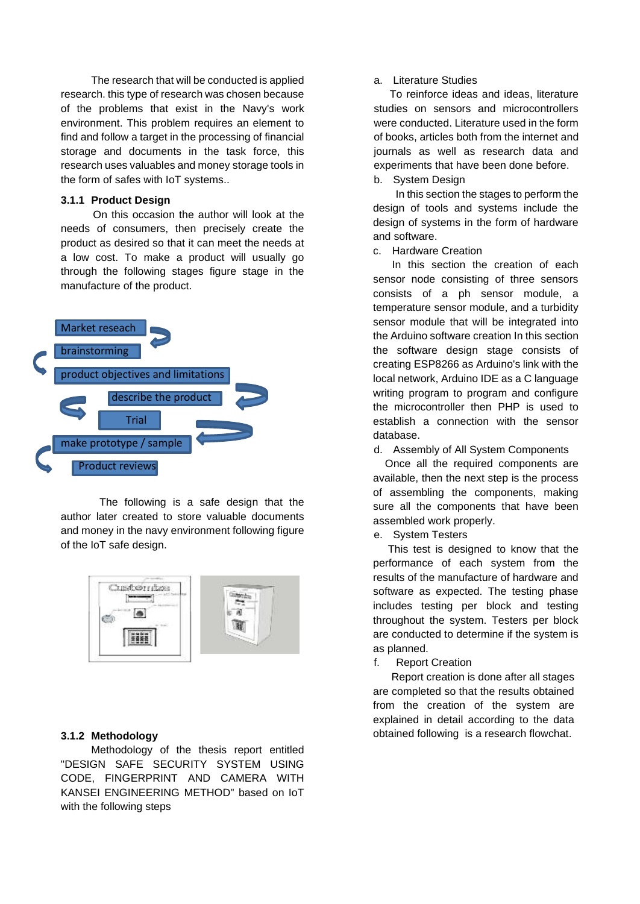The research that will be conducted is applied research. this type of research was chosen because of the problems that exist in the Navy's work environment. This problem requires an element to find and follow a target in the processing of financial storage and documents in the task force, this research uses valuables and money storage tools in the form of safes with IoT systems..

### 3.1.1 Product Design

On this occasion the author will look at the needs of consumers, then precisely create the product as desired so that it can meet the needs at a low cost. To make a product will usually go through the following stages figure stage in the manufacture of the product.

Market reseach
brainstorming
product objectives and limitations
describe the product
Trial
make prototype / sample
Product reviews

The following is a safe design that the author later created to store valuable documents and money in the navy environment following figure of the IoT safe design.

### 3.1.2 Methodology

Methodology of the thesis report entitled "DESIGN SAFE SECURITY SYSTEM USING CODE, FINGERPRINT AND CAMERA WITH KANSEI ENGINEERING METHOD" based on IoT with the following steps

a. Literature Studies

To reinforce ideas and ideas, literature studies on sensors and microcontrollers were conducted. Literature used in the form of books, articles both from the internet and journals as well as research data and experiments that have been done before.

b. System Design

In this section the stages to perform the design of tools and systems include the design of systems in the form of hardware and software.

c. Hardware Creation

In this section the creation of each sensor node consisting of three sensors consists of a ph sensor module, a temperature sensor module, and a turbidity sensor module that will be integrated into the Arduino software creation In this section the software design stage consists of creating ESP8266 as Arduino's link with the local network, Arduino IDE as a C language writing program to program and configure the microcontroller then PHP is used to establish a connection with the sensor database.

d. Assembly of All System Components

Once all the required components are available, then the next step is the process of assembling the components, making sure all the components that have been assembled work properly.

e. System Testers

This test is designed to know that the performance of each system from the results of the manufacture of hardware and software as expected. The testing phase includes testing per block and testing throughout the system. Testers per block are conducted to determine if the system is as planned.

f. Report Creation

Report creation is done after all stages are completed so that the results obtained from the creation of the system are explained in detail according to the data obtained following is a research flowchat.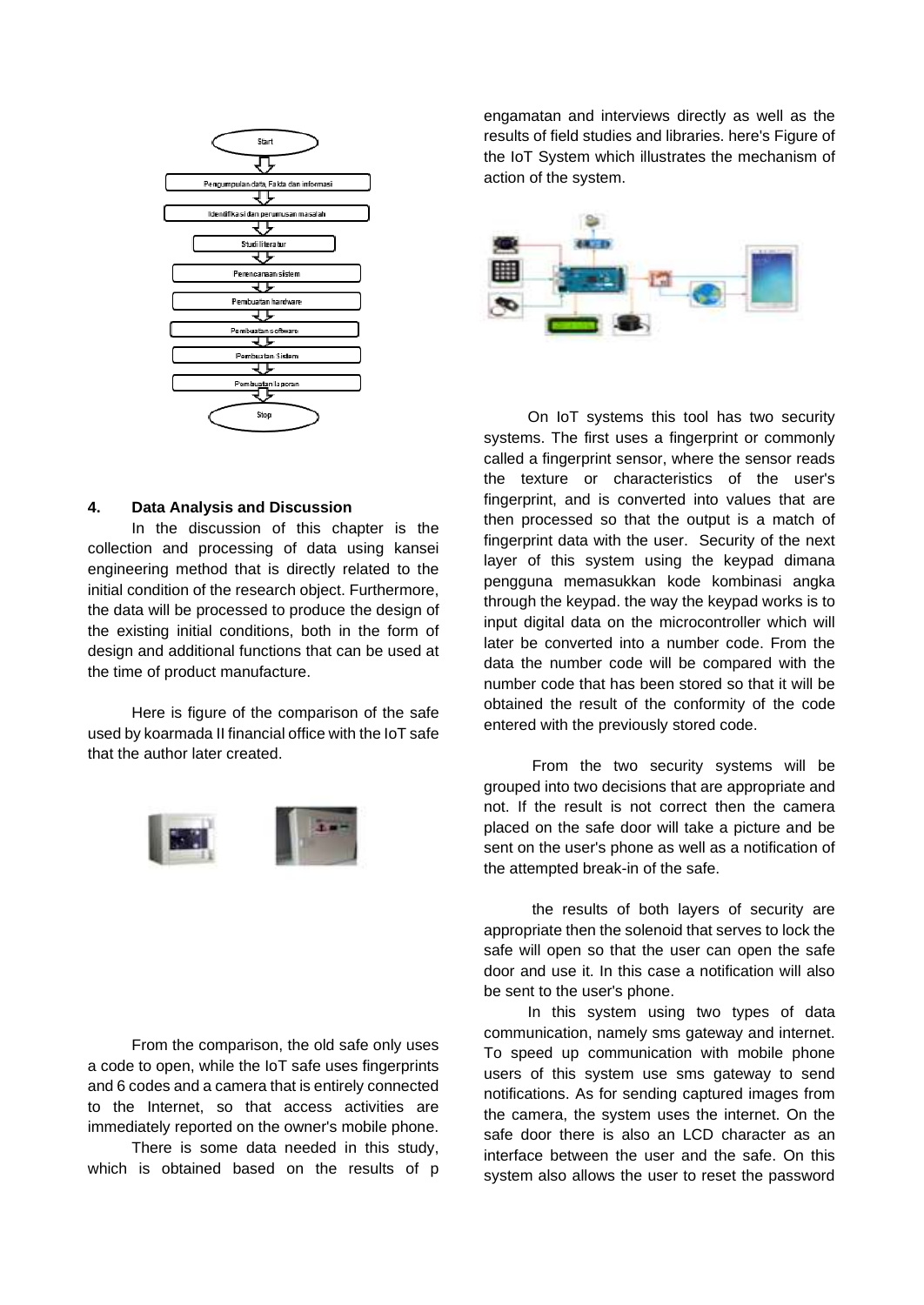Start

Pengumpulan data, Fakta dan informasi

Identifikasi dan perumusan masalah

Studi literatur

Perencanaan sistem

Pembuatan hardware

Pembuatan software

Pembuatan Sistem

Pembuatan laporan

Stop

## 4. Data Analysis and Discussion

In the discussion of this chapter is the collection and processing of data using kansei engineering method that is directly related to the initial condition of the research object. Furthermore, the data will be processed to produce the design of the existing initial conditions, both in the form of design and additional functions that can be used at the time of product manufacture.

Here is figure of the comparison of the safe used by koarmada II financial office with the IoT safe that the author later created.

From the comparison, the old safe only uses a code to open, while the IoT safe uses fingerprints and 6 codes and a camera that is entirely connected to the Internet, so that access activities are immediately reported on the owner's mobile phone.

There is some data needed in this study, which is obtained based on the results of pengamatan and interviews directly as well as the results of field studies and libraries. here's Figure of the IoT System which illustrates the mechanism of action of the system.

On IoT systems this tool has two security systems. The first uses a fingerprint or commonly called a fingerprint sensor, where the sensor reads the texture or characteristics of the user's fingerprint, and is converted into values that are then processed so that the output is a match of fingerprint data with the user. Security of the next layer of this system using the keypad dimana pengguna memasukkan kode kombinasi angka through the keypad. the way the keypad works is to input digital data on the microcontroller which will later be converted into a number code. From the data the number code will be compared with the number code that has been stored so that it will be obtained the result of the conformity of the code entered with the previously stored code.

From the two security systems will be grouped into two decisions that are appropriate and not. If the result is not correct then the camera placed on the safe door will take a picture and be sent on the user's phone as well as a notification of the attempted break-in of the safe.

the results of both layers of security are appropriate then the solenoid that serves to lock the safe will open so that the user can open the safe door and use it. In this case a notification will also be sent to the user's phone.

In this system using two types of data communication, namely sms gateway and internet. To speed up communication with mobile phone users of this system use sms gateway to send notifications. As for sending captured images from the camera, the system uses the internet. On the safe door there is also an LCD character as an interface between the user and the safe. On this system also allows the user to reset the password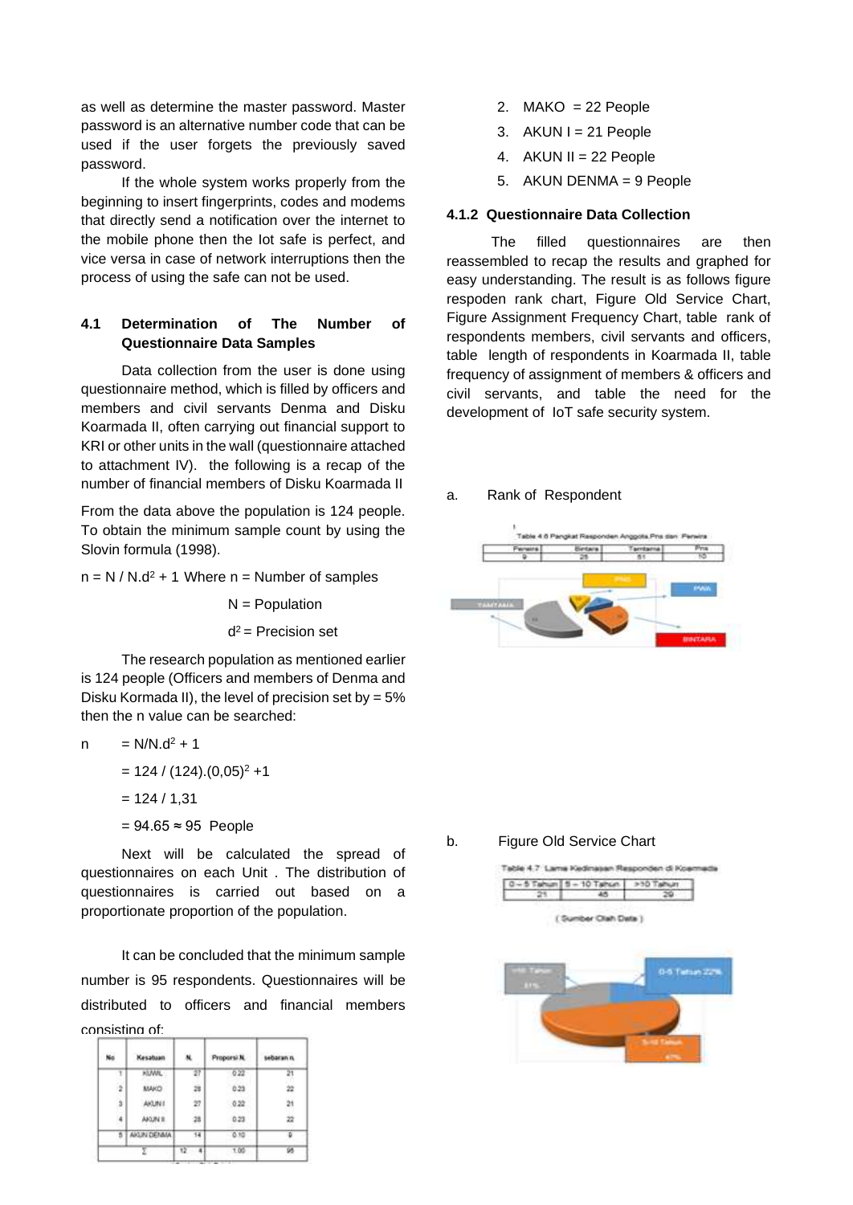as well as determine the master password. Master password is an alternative number code that can be used if the user forgets the previously saved password.

If the whole system works properly from the beginning to insert fingerprints, codes and modems that directly send a notification over the internet to the mobile phone then the Iot safe is perfect, and vice versa in case of network interruptions then the process of using the safe can not be used.

## 4.1 Determination of The Number of Questionnaire Data Samples

Data collection from the user is done using questionnaire method, which is filled by officers and members and civil servants Denma and Disku Koarmada II, often carrying out financial support to KRI or other units in the wall (questionnaire attached to attachment IV). the following is a recap of the number of financial members of Disku Koarmada II

From the data above the population is 124 people. To obtain the minimum sample count by using the Slovin formula (1998).

$n = N / N.d^2 + 1$ Where n = Number of samples

N = Population

$d^2$ = Precision set

The research population as mentioned earlier is 124 people (Officers and members of Denma and Disku Kormada II), the level of precision set by = 5% then the n value can be searched:

$$
\begin{aligned}
n &= N/N.d^2 + 1 \\
&= 124 / (124).(0,05)^2 + 1 \\
&= 124 / 1,31 \\
&= 94.65 \approx 95 \text{ People}
\end{aligned}
$$

Next will be calculated the spread of questionnaires on each Unit . The distribution of questionnaires is carried out based on a proportionate proportion of the population.

It can be concluded that the minimum sample number is 95 respondents. Questionnaires will be distributed to officers and financial members consisting of:

| No | Kesatuan | N. | Proporsi N. | sebaran n. |
|---|---|---|---|---|
| 1 | KUWIL | 27 | 0.22 | 21 |
| 2 | MAKO | 28 | 0.23 | 22 |
| 3 | AKUN I | 27 | 0.22 | 21 |
| 4 | AKUN II | 28 | 0.23 | 22 |
| 5 | AKUN DENMA | 14 | 0.10 | 9 |
|  | Σ | 124 | 1.00 | 95 |

2. MAKO = 22 People
3. AKUN I = 21 People
4. AKUN II = 22 People
5. AKUN DENMA = 9 People

### 4.1.2 Questionnaire Data Collection

The filled questionnaires are then reassembled to recap the results and graphed for easy understanding. The result is as follows figure respoden rank chart, Figure Old Service Chart, Figure Assignment Frequency Chart, table rank of respondents members, civil servants and officers, table length of respondents in Koarmada II, table frequency of assignment of members & officers and civil servants, and table the need for the development of IoT safe security system.

a. Rank of Respondent

Table 4.6 Pangkat Responden Anggota,Pns dan Perwira

| Perwira | Bintara | Tamtama | Pns |
|---|---|---|---|
| 9 | 25 | 51 | 10 |

b. Figure Old Service Chart

Table 4.7 Lama Kedinasan Responden di Koarmada

| 0 – 5 Tahun | 5 – 10 Tahun | >10 Tahun |
|---|---|---|
| 21 | 45 | 29 |

( Sumber Olah Data )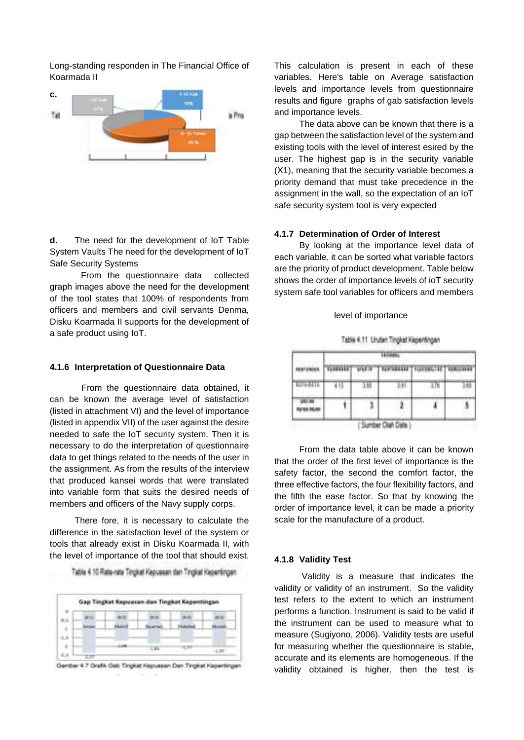Long-standing responden in The Financial Office of Koarmada II

**c.**

**d.** The need for the development of IoT Table System Vaults The need for the development of IoT Safe Security Systems

From the questionnaire data collected graph images above the need for the development of the tool states that 100% of respondents from officers and members and civil servants Denma, Disku Koarmada II supports for the development of a safe product using IoT.

### 4.1.6 Interpretation of Questionnaire Data

From the questionnaire data obtained, it can be known the average level of satisfaction (listed in attachment VI) and the level of importance (listed in appendix VII) of the user against the desire needed to safe the IoT security system. Then it is necessary to do the interpretation of questionnaire data to get things related to the needs of the user in the assignment. As from the results of the interview that produced kansei words that were translated into variable form that suits the desired needs of members and officers of the Navy supply corps.

There fore, it is necessary to calculate the difference in the satisfaction level of the system or tools that already exist in Disku Koarmada II, with the level of importance of the tool that should exist.

Table 4.10 Rata-rata Tingkat Kepuasan dan Tingkat Kepentingan

Gambar 4.7 Grafik Gab Tingkat Kepuasan Dan Tingkat Kepentingan

This calculation is present in each of these variables. Here's table on Average satisfaction levels and importance levels from questionnaire results and figure graphs of gab satisfaction levels and importance levels.

The data above can be known that there is a gap between the satisfaction level of the system and existing tools with the level of interest esired by the user. The highest gap is in the security variable (X1), meaning that the security variable becomes a priority demand that must take precedence in the assignment in the wall, so the expectation of an IoT safe security system tool is very expected

### 4.1.7 Determination of Order of Interest

By looking at the importance level data of each variable, it can be sorted what variable factors are the priority of product development. Table below shows the order of importance levels of ioT security system safe tool variables for officers and members

level of importance

Table 4.11 Urutan Tingkat Kepentingan

| RESPONDEN | VARIABEL | | | | |
|---|---|---|---|---|---|
| | KEAMANAN | EFEKTIF | KENYAMANAN | FLEKSIBILITAS | KEMUDAHAN |
| RATA-RATA | 4.13 | 3.85 | 3.91 | 3.76 | 3.65 |
| URUTAN KEPENTINGAN | 1 | 3 | 2 | 4 | 5 |

( Sumber Olah Data )

From the data table above it can be known that the order of the first level of importance is the safety factor, the second the comfort factor, the three effective factors, the four flexibility factors, and the fifth the ease factor. So that by knowing the order of importance level, it can be made a priority scale for the manufacture of a product.

### 4.1.8 Validity Test

Validity is a measure that indicates the validity or validity of an instrument. So the validity test refers to the extent to which an instrument performs a function. Instrument is said to be valid if the instrument can be used to measure what to measure (Sugiyono, 2006). Validity tests are useful for measuring whether the questionnaire is stable, accurate and its elements are homogeneous. If the validity obtained is higher, then the test is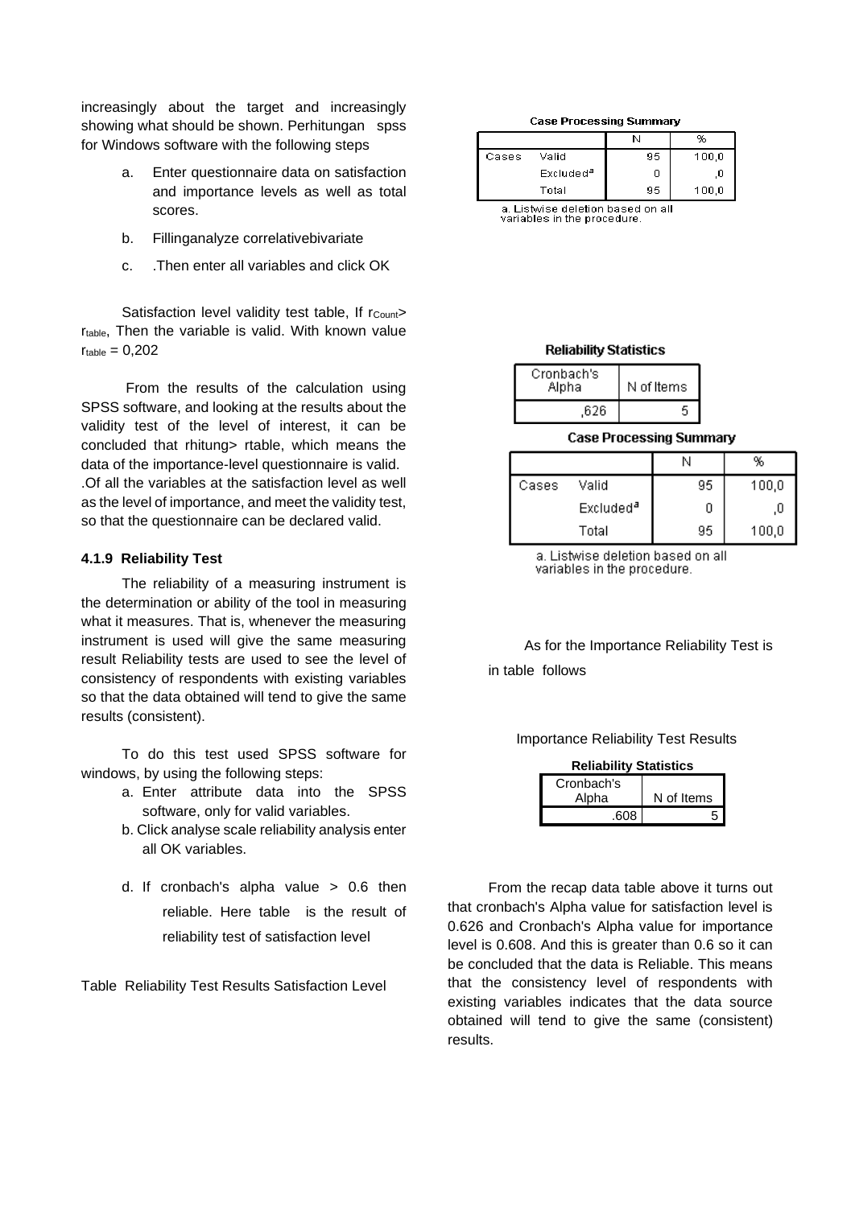increasingly about the target and increasingly showing what should be shown. Perhitungan spss for Windows software with the following steps

a. Enter questionnaire data on satisfaction and importance levels as well as total scores.

b. Fillinganalyze correlativebivariate

c. .Then enter all variables and click OK

Satisfaction level validity test table, If $r_{Count}$> $r_{table}$, Then the variable is valid. With known value $r_{table}$ = 0,202

From the results of the calculation using SPSS software, and looking at the results about the validity test of the level of interest, it can be concluded that rhitung> rtable, which means the data of the importance-level questionnaire is valid. .Of all the variables at the satisfaction level as well as the level of importance, and meet the validity test, so that the questionnaire can be declared valid.

#### 4.1.9 Reliability Test

The reliability of a measuring instrument is the determination or ability of the tool in measuring what it measures. That is, whenever the measuring instrument is used will give the same measuring result Reliability tests are used to see the level of consistency of respondents with existing variables so that the data obtained will tend to give the same results (consistent).

To do this test used SPSS software for windows, by using the following steps:

a. Enter attribute data into the SPSS software, only for valid variables.

b. Click analyse scale reliability analysis enter all OK variables.

d. If cronbach's alpha value > 0.6 then reliable. Here table is the result of reliability test of satisfaction level

Table Reliability Test Results Satisfaction Level

**Case Processing Summary**

| | | N | % |
|---|---|---|---|
| Cases | Valid | 95 | 100,0 |
| | Excluded[a] | 0 | ,0 |
| | Total | 95 | 100,0 |

a. Listwise deletion based on all variables in the procedure.

**Reliability Statistics**

| Cronbach's Alpha | N of Items |
|---|---|
| ,626 | 5 |

**Case Processing Summary**

| | | N | % |
|---|---|---|---|
| Cases | Valid | 95 | 100,0 |
| | Excluded[a] | 0 | ,0 |
| | Total | 95 | 100,0 |

a. Listwise deletion based on all variables in the procedure.

As for the Importance Reliability Test is in table follows

Importance Reliability Test Results

**Reliability Statistics**

| Cronbach's Alpha | N of Items |
|---|---|
| .608 | 5 |

From the recap data table above it turns out that cronbach's Alpha value for satisfaction level is 0.626 and Cronbach's Alpha value for importance level is 0.608. And this is greater than 0.6 so it can be concluded that the data is Reliable. This means that the consistency level of respondents with existing variables indicates that the data source obtained will tend to give the same (consistent) results.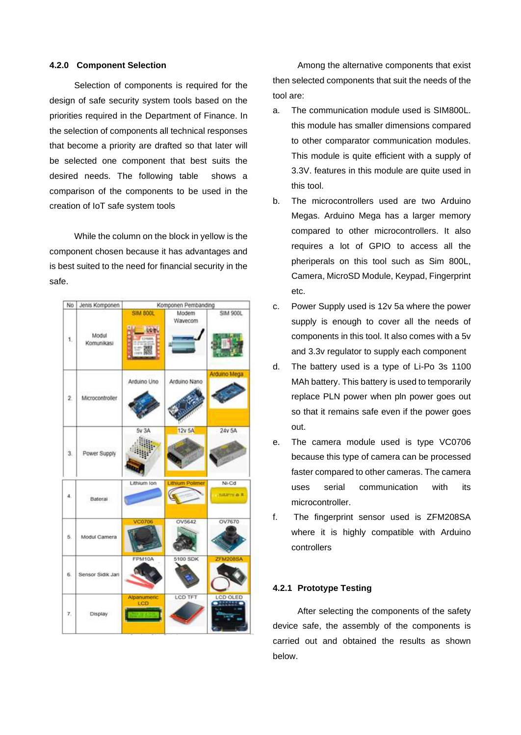### 4.2.0 Component Selection

Selection of components is required for the design of safe security system tools based on the priorities required in the Department of Finance. In the selection of components all technical responses that become a priority are drafted so that later will be selected one component that best suits the desired needs. The following table shows a comparison of the components to be used in the creation of IoT safe system tools

While the column on the block in yellow is the component chosen because it has advantages and is best suited to the need for financial security in the safe.

| No | Jenis Komponen | Komponen Pembanding | | |
|---|---|---|---|---|
| 1. | Modul Komunikasi | SIM 800L | Modem Wavecom | SIM 900L |
| 2. | Microcontroller | Arduino Uno | Arduino Nano | Arduino Mega |
| 3. | Power Supply | 5v 3A | 12v 5A | 24v 5A |
| 4. | Baterai | Lithium Ion | Lithium Polimer | Ni-Cd |
| 5. | Modul Camera | VC0706 | OV5642 | OV7670 |
| 6. | Sensor Sidik Jari | FPM10A | 5100 SDK | ZFM208SA |
| 7. | Display | Alpanumeric LCD | LCD TFT | LCD OLED |

Among the alternative components that exist then selected components that suit the needs of the tool are:

a. The communication module used is SIM800L. this module has smaller dimensions compared to other comparator communication modules. This module is quite efficient with a supply of 3.3V. features in this module are quite used in this tool.

b. The microcontrollers used are two Arduino Megas. Arduino Mega has a larger memory compared to other microcontrollers. It also requires a lot of GPIO to access all the pheriperals on this tool such as Sim 800L, Camera, MicroSD Module, Keypad, Fingerprint etc.

c. Power Supply used is 12v 5a where the power supply is enough to cover all the needs of components in this tool. It also comes with a 5v and 3.3v regulator to supply each component

d. The battery used is a type of Li-Po 3s 1100 MAh battery. This battery is used to temporarily replace PLN power when pln power goes out so that it remains safe even if the power goes out.

e. The camera module used is type VC0706 because this type of camera can be processed faster compared to other cameras. The camera uses serial communication with its microcontroller.

f. The fingerprint sensor used is ZFM208SA where it is highly compatible with Arduino controllers

### 4.2.1 Prototype Testing

After selecting the components of the safety device safe, the assembly of the components is carried out and obtained the results as shown below.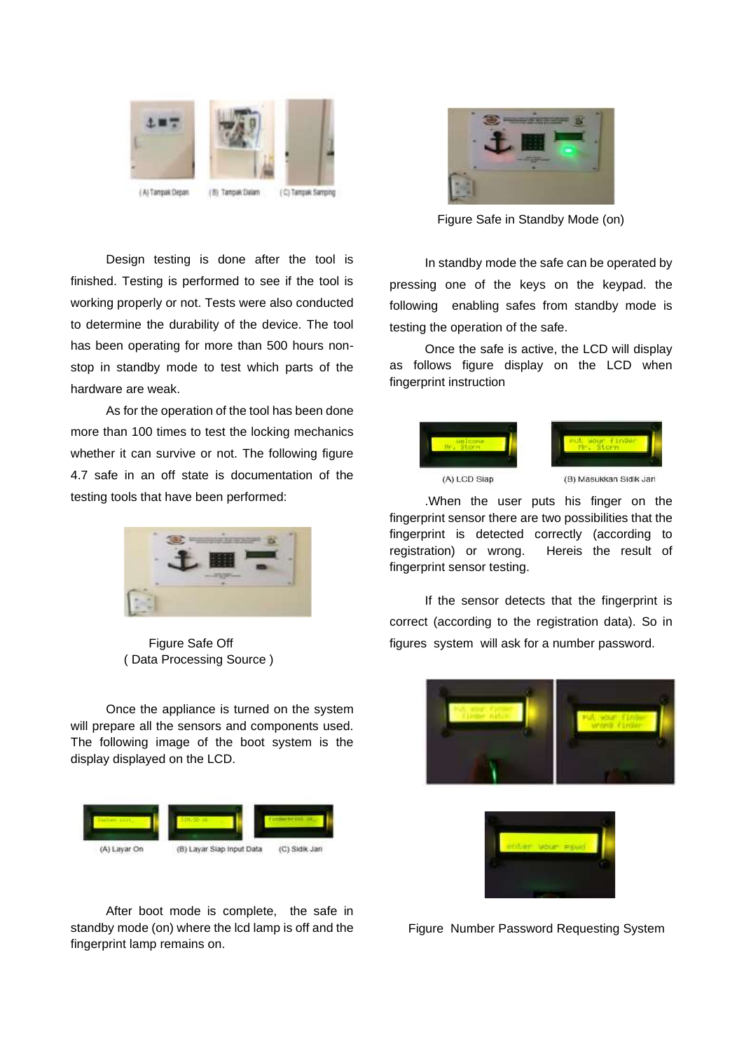(A) Tampak Depan (B) Tampak Dalam (C) Tampak Samping

Design testing is done after the tool is finished. Testing is performed to see if the tool is working properly or not. Tests were also conducted to determine the durability of the device. The tool has been operating for more than 500 hours non-stop in standby mode to test which parts of the hardware are weak.

As for the operation of the tool has been done more than 100 times to test the locking mechanics whether it can survive or not. The following figure 4.7 safe in an off state is documentation of the testing tools that have been performed:

Figure Safe Off
( Data Processing Source )

Once the appliance is turned on the system will prepare all the sensors and components used. The following image of the boot system is the display displayed on the LCD.

(A) Layar On (B) Layar Siap Input Data (C) Sidik Jari

After boot mode is complete, the safe in standby mode (on) where the lcd lamp is off and the fingerprint lamp remains on.

Figure Safe in Standby Mode (on)

In standby mode the safe can be operated by pressing one of the keys on the keypad. the following enabling safes from standby mode is testing the operation of the safe.

Once the safe is active, the LCD will display as follows figure display on the LCD when fingerprint instruction

(A) LCD Siap (B) Masukkan Sidik Jari

.When the user puts his finger on the fingerprint sensor there are two possibilities that the fingerprint is detected correctly (according to registration) or wrong. Hereis the result of fingerprint sensor testing.

If the sensor detects that the fingerprint is correct (according to the registration data). So in figures system will ask for a number password.

Figure Number Password Requesting System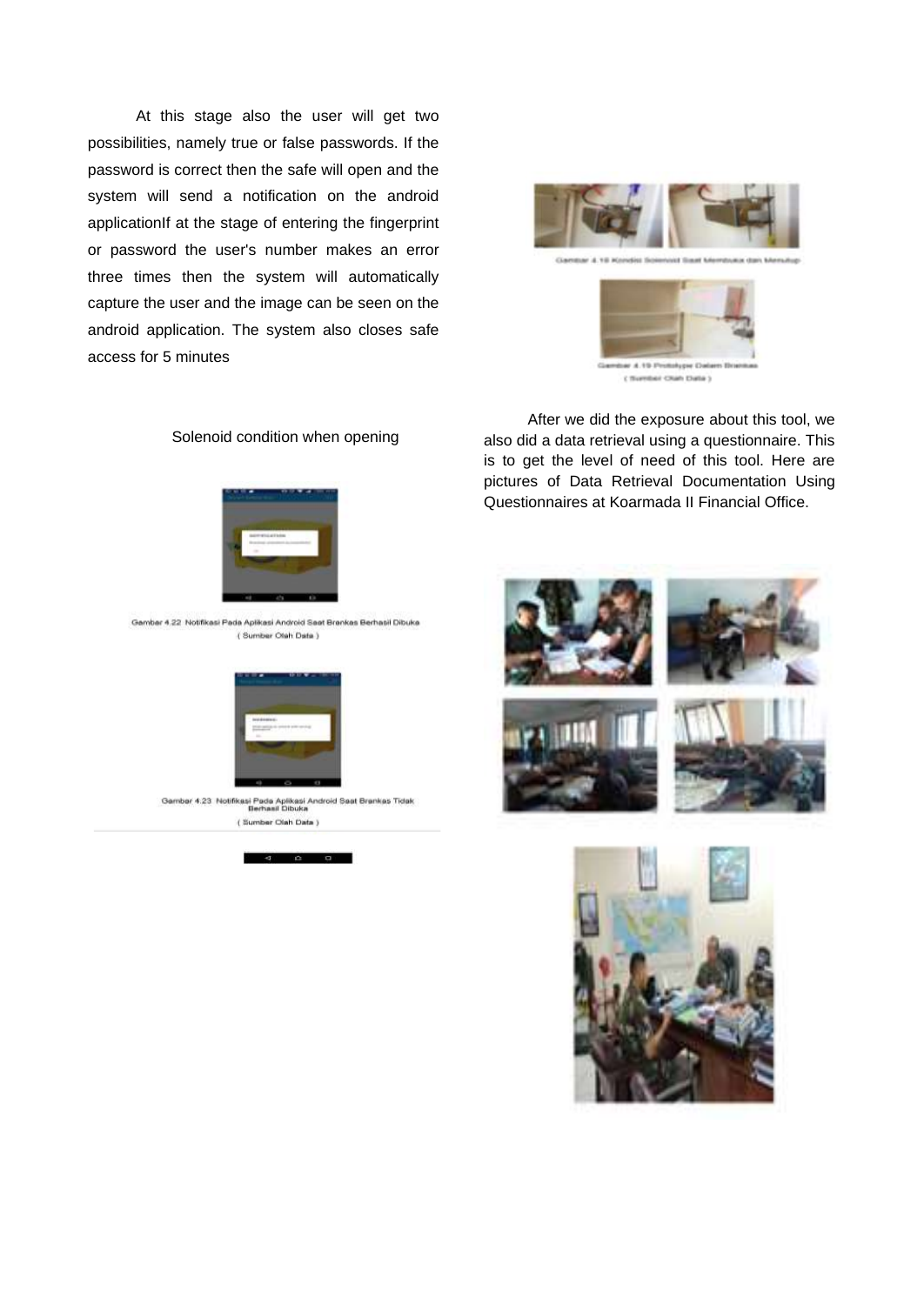At this stage also the user will get two possibilities, namely true or false passwords. If the password is correct then the safe will open and the system will send a notification on the android applicationIf at the stage of entering the fingerprint or password the user's number makes an error three times then the system will automatically capture the user and the image can be seen on the android application. The system also closes safe access for 5 minutes

Solenoid condition when opening

Gambar 4.22 Notifikasi Pada Aplikasi Android Saat Brankas Berhasil Dibuka
( Sumber Olah Data )

Gambar 4.23 Notifikasi Pada Aplikasi Android Saat Brankas Tidak Berhasil Dibuka
( Sumber Olah Data )

Gambar 4.18 Kondisi Solenoid Saat Membuka dan Menutup

Gambar 4.19 Prototype Dalam Brankas
( Sumber Olah Data )

After we did the exposure about this tool, we also did a data retrieval using a questionnaire. This is to get the level of need of this tool. Here are pictures of Data Retrieval Documentation Using Questionnaires at Koarmada II Financial Office.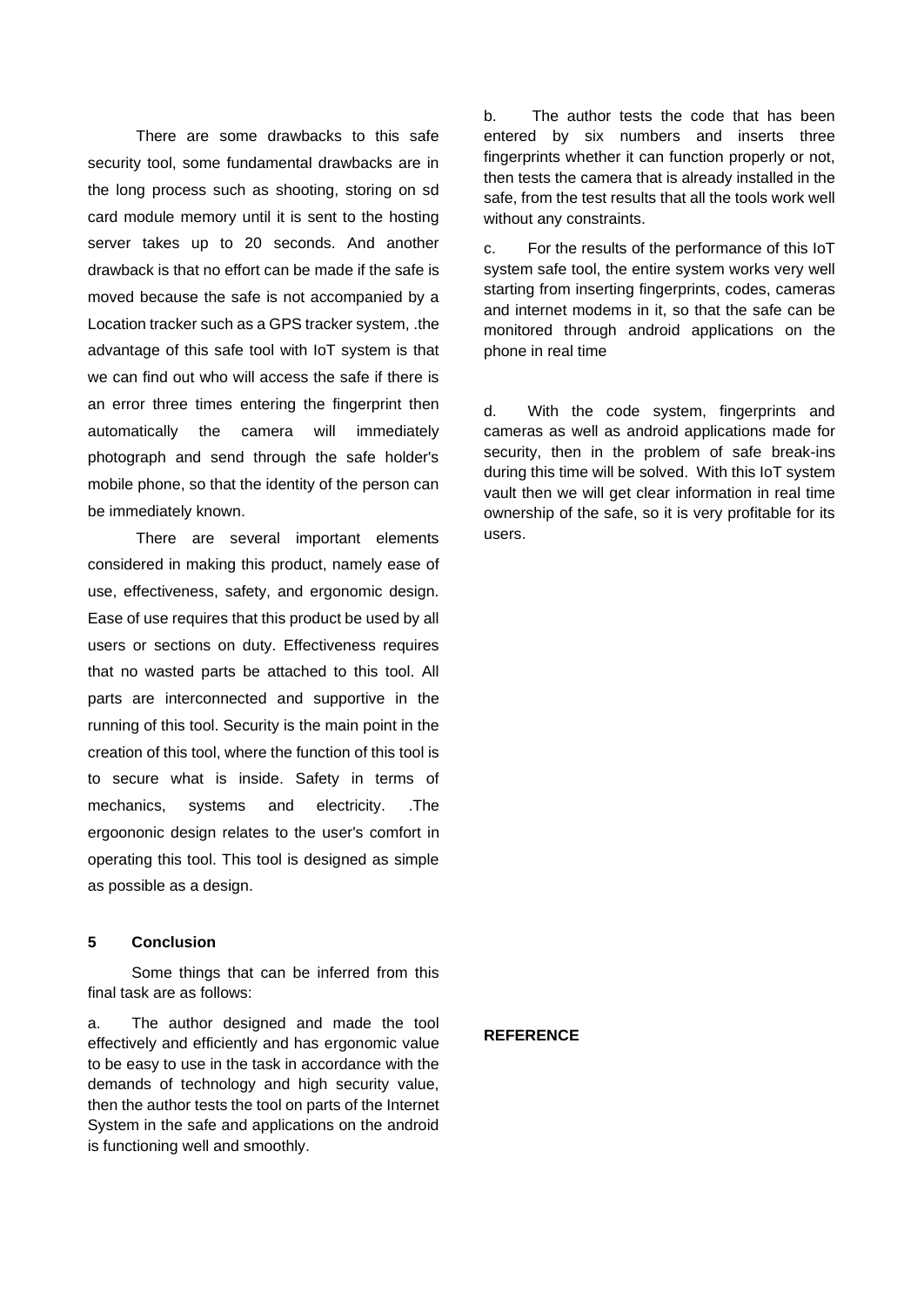There are some drawbacks to this safe security tool, some fundamental drawbacks are in the long process such as shooting, storing on sd card module memory until it is sent to the hosting server takes up to 20 seconds. And another drawback is that no effort can be made if the safe is moved because the safe is not accompanied by a Location tracker such as a GPS tracker system, .the advantage of this safe tool with IoT system is that we can find out who will access the safe if there is an error three times entering the fingerprint then automatically the camera will immediately photograph and send through the safe holder's mobile phone, so that the identity of the person can be immediately known.

There are several important elements considered in making this product, namely ease of use, effectiveness, safety, and ergonomic design. Ease of use requires that this product be used by all users or sections on duty. Effectiveness requires that no wasted parts be attached to this tool. All parts are interconnected and supportive in the running of this tool. Security is the main point in the creation of this tool, where the function of this tool is to secure what is inside. Safety in terms of mechanics, systems and electricity. .The ergoononic design relates to the user's comfort in operating this tool. This tool is designed as simple as possible as a design.

## 5 Conclusion

Some things that can be inferred from this final task are as follows:

a. The author designed and made the tool effectively and efficiently and has ergonomic value to be easy to use in the task in accordance with the demands of technology and high security value, then the author tests the tool on parts of the Internet System in the safe and applications on the android is functioning well and smoothly.

b. The author tests the code that has been entered by six numbers and inserts three fingerprints whether it can function properly or not, then tests the camera that is already installed in the safe, from the test results that all the tools work well without any constraints.

c. For the results of the performance of this IoT system safe tool, the entire system works very well starting from inserting fingerprints, codes, cameras and internet modems in it, so that the safe can be monitored through android applications on the phone in real time

d. With the code system, fingerprints and cameras as well as android applications made for security, then in the problem of safe break-ins during this time will be solved. With this IoT system vault then we will get clear information in real time ownership of the safe, so it is very profitable for its users.

## REFERENCE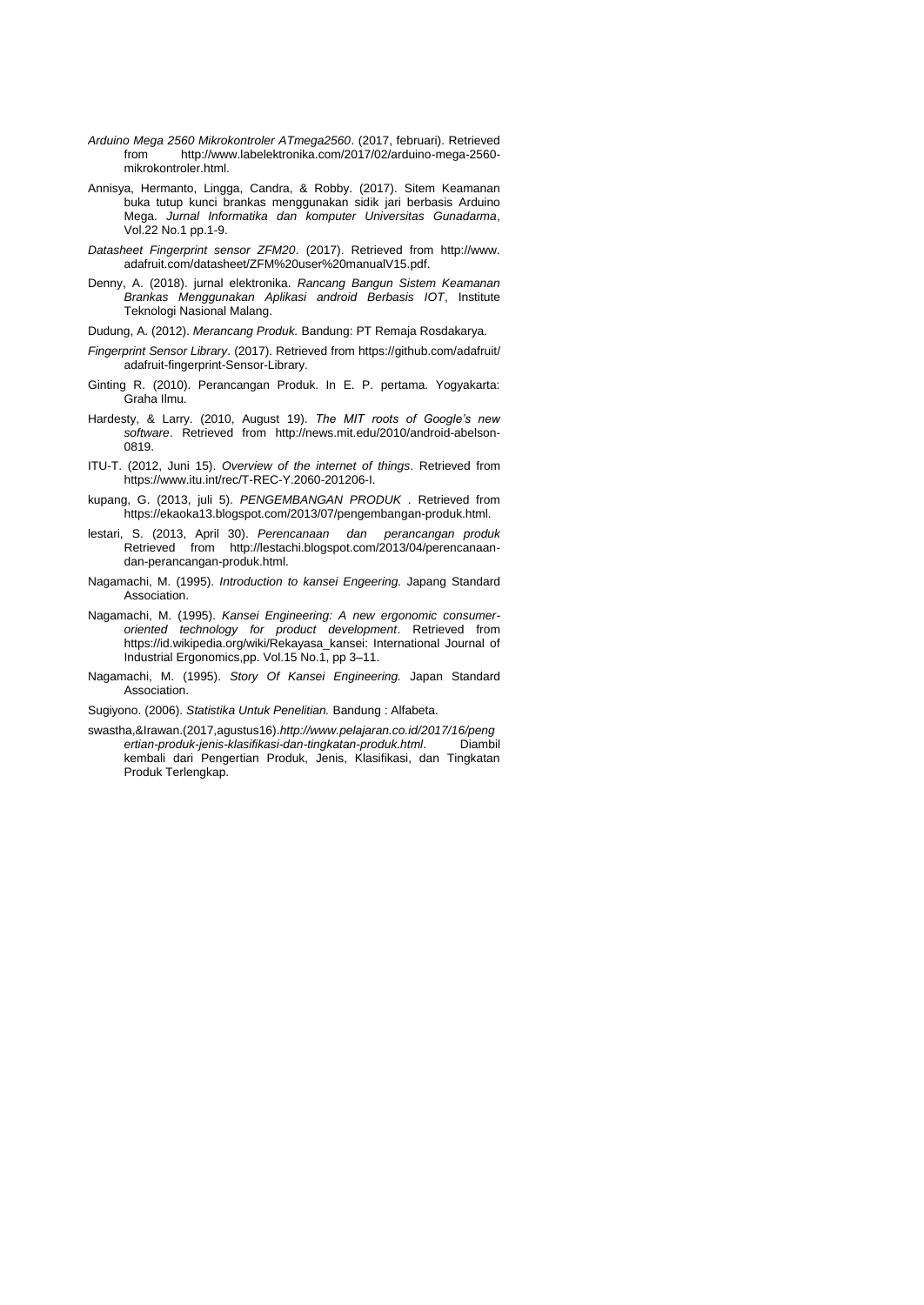*Arduino Mega 2560 Mikrokontroler ATmega2560*. (2017, februari). Retrieved from http://www.labelektronika.com/2017/02/arduino-mega-2560-mikrokontroler.html.

Annisya, Hermanto, Lingga, Candra, & Robby. (2017). Sitem Keamanan buka tutup kunci brankas menggunakan sidik jari berbasis Arduino Mega. *Jurnal Informatika dan komputer Universitas Gunadarma*, Vol.22 No.1 pp.1-9.

*Datasheet Fingerprint sensor ZFM20*. (2017). Retrieved from http://www.adafruit.com/datasheet/ZFM%20user%20manualV15.pdf.

Denny, A. (2018). jurnal elektronika. *Rancang Bangun Sistem Keamanan Brankas Menggunakan Aplikasi android Berbasis IOT*, Institute Teknologi Nasional Malang.

Dudung, A. (2012). *Merancang Produk.* Bandung: PT Remaja Rosdakarya.

*Fingerprint Sensor Library*. (2017). Retrieved from https://github.com/adafruit/adafruit-fingerprint-Sensor-Library.

Ginting R. (2010). Perancangan Produk. In E. P. pertama. Yogyakarta: Graha Ilmu.

Hardesty, & Larry. (2010, August 19). *The MIT roots of Google's new software*. Retrieved from http://news.mit.edu/2010/android-abelson-0819.

ITU-T. (2012, Juni 15). *Overview of the internet of things*. Retrieved from https://www.itu.int/rec/T-REC-Y.2060-201206-I.

kupang, G. (2013, juli 5). *PENGEMBANGAN PRODUK* . Retrieved from https://ekaoka13.blogspot.com/2013/07/pengembangan-produk.html.

lestari, S. (2013, April 30). *Perencanaan dan perancangan produk* Retrieved from http://lestachi.blogspot.com/2013/04/perencanaan-dan-perancangan-produk.html.

Nagamachi, M. (1995). *Introduction to kansei Engeering.* Japang Standard Association.

Nagamachi, M. (1995). *Kansei Engineering: A new ergonomic consumer-oriented technology for product development*. Retrieved from https://id.wikipedia.org/wiki/Rekayasa_kansei: International Journal of Industrial Ergonomics,pp. Vol.15 No.1, pp 3–11.

Nagamachi, M. (1995). *Story Of Kansei Engineering.* Japan Standard Association.

Sugiyono. (2006). *Statistika Untuk Penelitian.* Bandung : Alfabeta.

swastha,&Irawan.(2017,agustus16).*http://www.pelajaran.co.id/2017/16/pengertian-produk-jenis-klasifikasi-dan-tingkatan-produk.html*. Diambil kembali dari Pengertian Produk, Jenis, Klasifikasi, dan Tingkatan Produk Terlengkap.